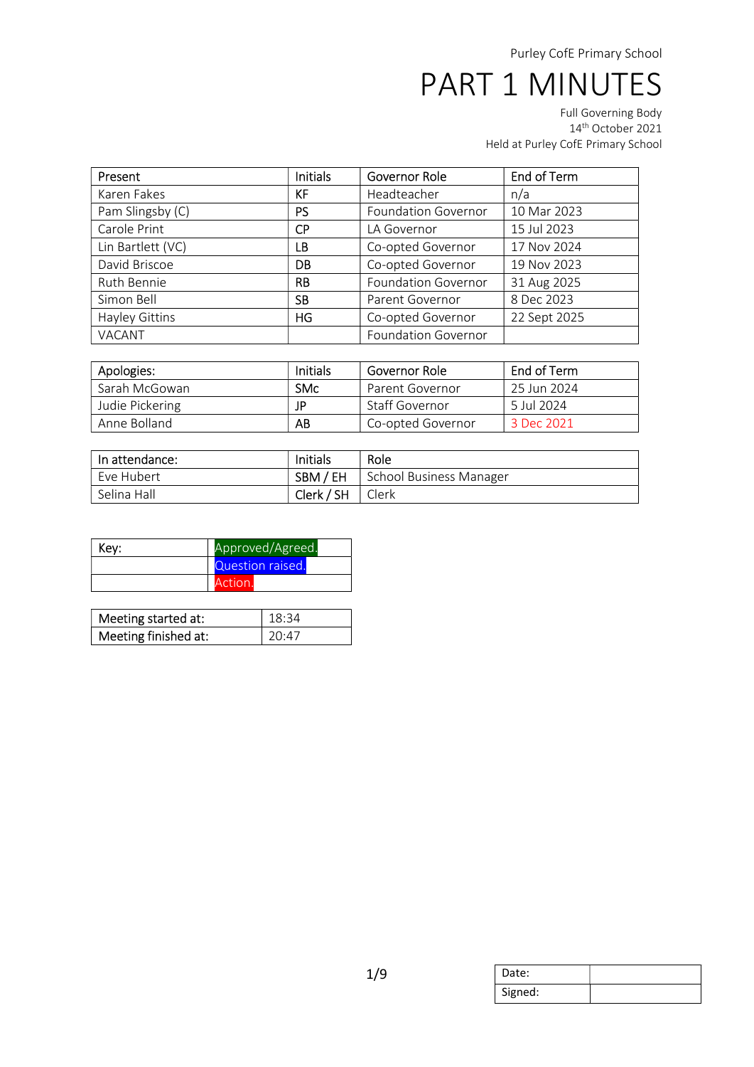Purley CofE Primary School

# PART 1 MINUTES

Full Governing Body
14th October 2021
Held at Purley CofE Primary School

| Present | Initials | Governor Role | End of Term |
|---|---|---|---|
| Karen Fakes | KF | Headteacher | n/a |
| Pam Slingsby (C) | PS | Foundation Governor | 10 Mar 2023 |
| Carole Print | CP | LA Governor | 15 Jul 2023 |
| Lin Bartlett (VC) | LB | Co-opted Governor | 17 Nov 2024 |
| David Briscoe | DB | Co-opted Governor | 19 Nov 2023 |
| Ruth Bennie | RB | Foundation Governor | 31 Aug 2025 |
| Simon Bell | SB | Parent Governor | 8 Dec 2023 |
| Hayley Gittins | HG | Co-opted Governor | 22 Sept 2025 |
| VACANT | | Foundation Governor | |

| Apologies: | Initials | Governor Role | End of Term |
|---|---|---|---|
| Sarah McGowan | SMc | Parent Governor | 25 Jun 2024 |
| Judie Pickering | JP | Staff Governor | 5 Jul 2024 |
| Anne Bolland | AB | Co-opted Governor | 3 Dec 2021 |

| In attendance: | Initials | Role |
|---|---|---|
| Eve Hubert | SBM / EH | School Business Manager |
| Selina Hall | Clerk / SH | Clerk |

| Key: | |
|---|---|
| | Approved/Agreed. |
| | Question raised. |
| | Action. |

| Meeting started at: | 18:34 |
|---|---|
| Meeting finished at: | 20:47 |

| Date: | |
|---|---|
| Signed: | |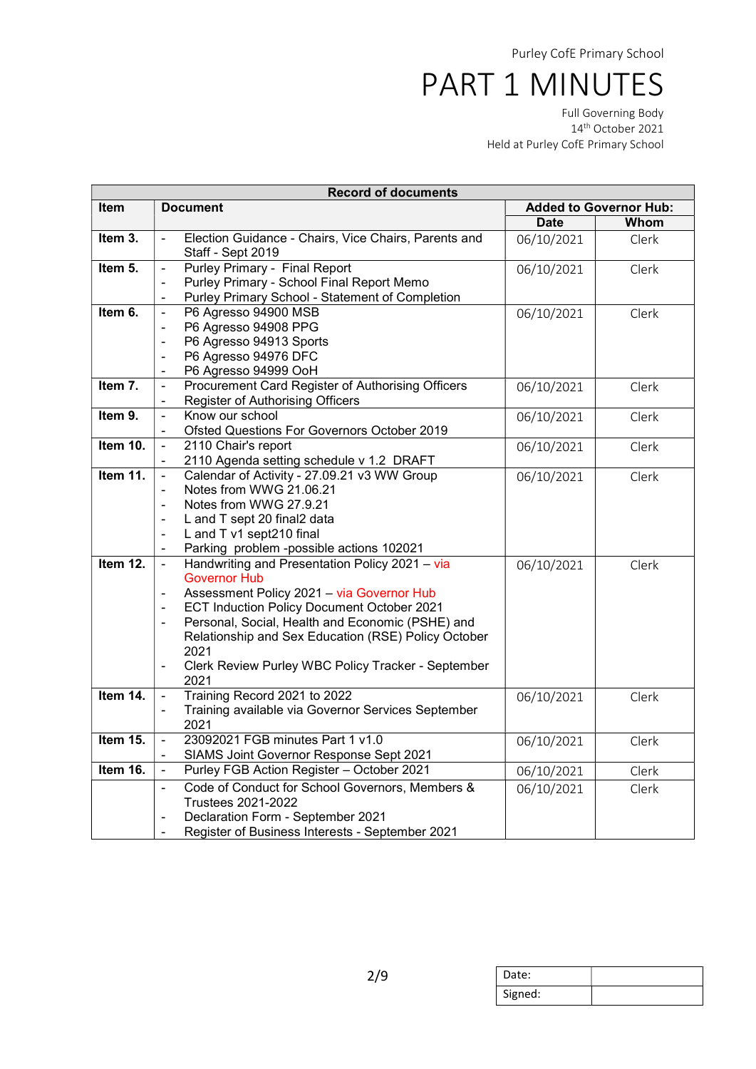Purley CofE Primary School

# PART 1 MINUTES

Full Governing Body
14th October 2021
Held at Purley CofE Primary School

| Record of documents | | | |
|---|---|---|---|
| **Item** | **Document** | **Added to Governor Hub:** | |
| | | **Date** | **Whom** |
| **Item 3.** | - Election Guidance - Chairs, Vice Chairs, Parents and Staff - Sept 2019 | 06/10/2021 | Clerk |
| **Item 5.** | - Purley Primary - Final Report<br>- Purley Primary - School Final Report Memo<br>- Purley Primary School - Statement of Completion | 06/10/2021 | Clerk |
| **Item 6.** | - P6 Agresso 94900 MSB<br>- P6 Agresso 94908 PPG<br>- P6 Agresso 94913 Sports<br>- P6 Agresso 94976 DFC<br>- P6 Agresso 94999 OoH | 06/10/2021 | Clerk |
| **Item 7.** | - Procurement Card Register of Authorising Officers<br>- Register of Authorising Officers | 06/10/2021 | Clerk |
| **Item 9.** | - Know our school<br>- Ofsted Questions For Governors October 2019 | 06/10/2021 | Clerk |
| **Item 10.** | - 2110 Chair's report<br>- 2110 Agenda setting schedule v 1.2 DRAFT | 06/10/2021 | Clerk |
| **Item 11.** | - Calendar of Activity - 27.09.21 v3 WW Group<br>- Notes from WWG 21.06.21<br>- Notes from WWG 27.9.21<br>- L and T sept 20 final2 data<br>- L and T v1 sept210 final<br>- Parking problem -possible actions 102021 | 06/10/2021 | Clerk |
| **Item 12.** | - Handwriting and Presentation Policy 2021 – via Governor Hub<br>- Assessment Policy 2021 – via Governor Hub<br>- ECT Induction Policy Document October 2021<br>- Personal, Social, Health and Economic (PSHE) and Relationship and Sex Education (RSE) Policy October 2021<br>- Clerk Review Purley WBC Policy Tracker - September 2021 | 06/10/2021 | Clerk |
| **Item 14.** | - Training Record 2021 to 2022<br>- Training available via Governor Services September 2021 | 06/10/2021 | Clerk |
| **Item 15.** | - 23092021 FGB minutes Part 1 v1.0<br>- SIAMS Joint Governor Response Sept 2021 | 06/10/2021 | Clerk |
| **Item 16.** | - Purley FGB Action Register – October 2021 | 06/10/2021 | Clerk |
| | - Code of Conduct for School Governors, Members & Trustees 2021-2022<br>- Declaration Form - September 2021<br>- Register of Business Interests - September 2021 | 06/10/2021 | Clerk |

| Date: | |
|---|---|
| Signed: | |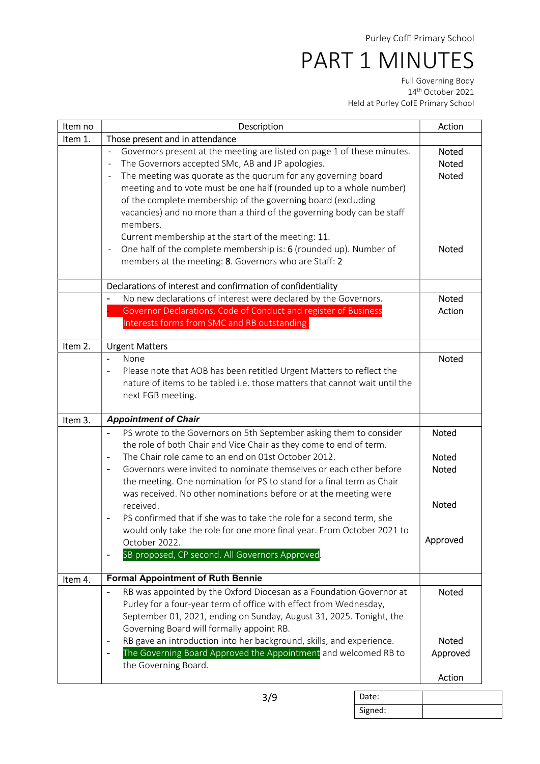Purley CofE Primary School

# PART 1 MINUTES

Full Governing Body
14th October 2021
Held at Purley CofE Primary School

| Item no | Description | Action |
|---|---|---|
| Item 1. | Those present and in attendance | |
| | - Governors present at the meeting are listed on page 1 of these minutes.<br>- The Governors accepted SMc, AB and JP apologies.<br>- The meeting was quorate as the quorum for any governing board meeting and to vote must be one half (rounded up to a whole number) of the complete membership of the governing board (excluding vacancies) and no more than a third of the governing body can be staff members.<br>Current membership at the start of the meeting: **11**.<br>- One half of the complete membership is: **6** (rounded up). Number of members at the meeting: **8**. Governors who are Staff: **2** | Noted<br>Noted<br>Noted<br><br>Noted |
| | Declarations of interest and confirmation of confidentiality | |
| | - No new declarations of interest were declared by the Governors.<br>- Governor Declarations, Code of Conduct and register of Business Interests forms from SMC and RB outstanding. | Noted<br>Action |
| Item 2. | Urgent Matters | |
| | - None<br>- Please note that AOB has been retitled Urgent Matters to reflect the nature of items to be tabled i.e. those matters that cannot wait until the next FGB meeting. | Noted |
| Item 3. | ***Appointment of Chair*** | |
| | - PS wrote to the Governors on 5th September asking them to consider the role of both Chair and Vice Chair as they come to end of term.<br>- The Chair role came to an end on 01st October 2012.<br>- Governors were invited to nominate themselves or each other before the meeting. One nomination for PS to stand for a final term as Chair was received. No other nominations before or at the meeting were received.<br>- PS confirmed that if she was to take the role for a second term, she would only take the role for one more final year. From October 2021 to October 2022.<br>- SB proposed, CP second. All Governors Approved. | Noted<br><br>Noted<br>Noted<br><br>Noted<br><br>Approved |
| Item 4. | **Formal Appointment of Ruth Bennie** | |
| | - RB was appointed by the Oxford Diocesan as a Foundation Governor at Purley for a four-year term of office with effect from Wednesday, September 01, 2021, ending on Sunday, August 31, 2025. Tonight, the Governing Board will formally appoint RB.<br>- RB gave an introduction into her background, skills, and experience.<br>- The Governing Board Approved the Appointment and welcomed RB to the Governing Board. | Noted<br><br>Noted<br>Approved<br><br>Action |

| Date: | |
|---|---|
| Signed: | |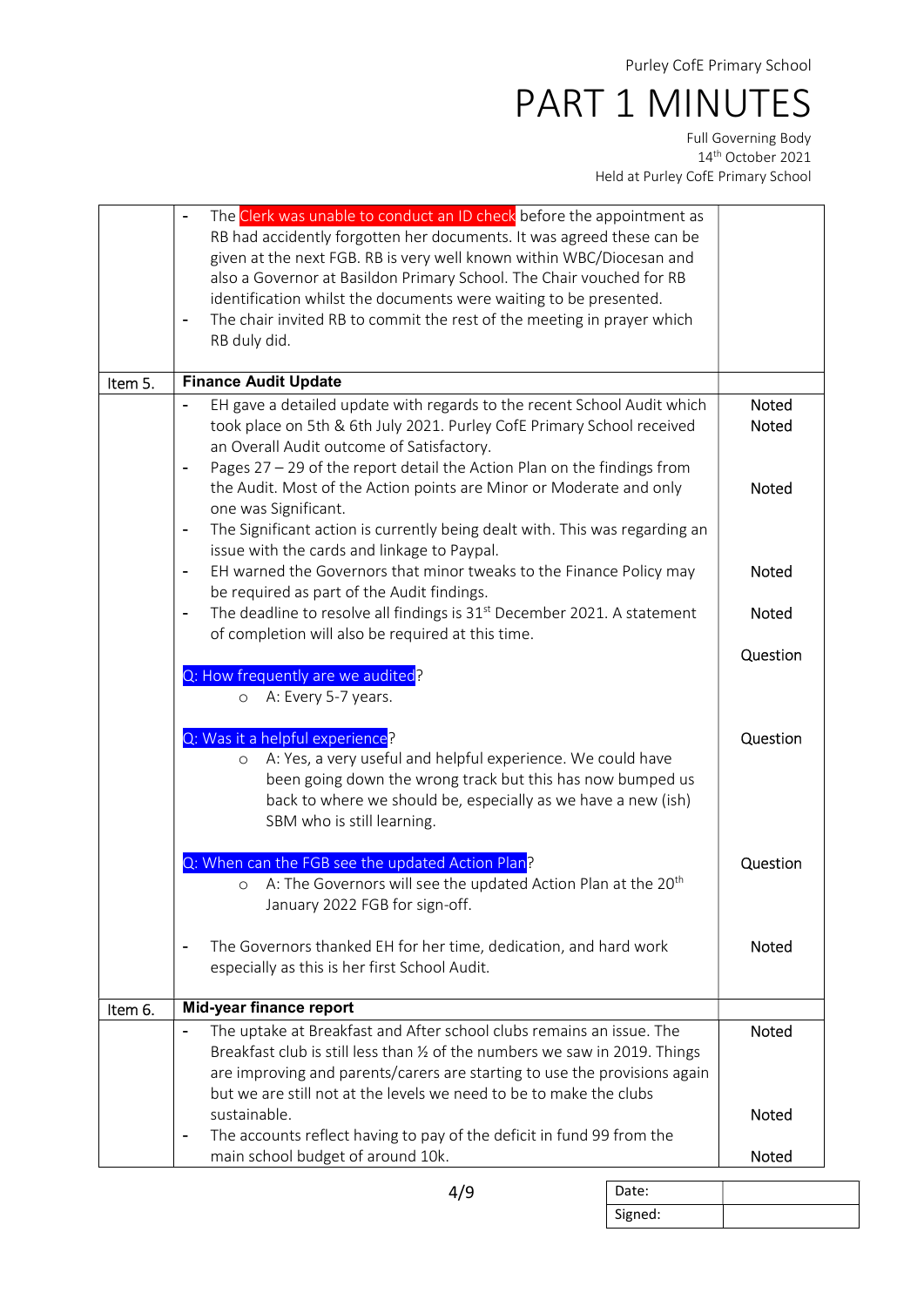Purley CofE Primary School

# PART 1 MINUTES

Full Governing Body
14th October 2021
Held at Purley CofE Primary School

| | | |
|---|---|---|
| | - The Clerk was unable to conduct an ID check before the appointment as RB had accidently forgotten her documents. It was agreed these can be given at the next FGB. RB is very well known within WBC/Diocesan and also a Governor at Basildon Primary School. The Chair vouched for RB identification whilst the documents were waiting to be presented.<br>- The chair invited RB to commit the rest of the meeting in prayer which RB duly did. | |
| Item 5. | **Finance Audit Update** | |
| | - EH gave a detailed update with regards to the recent School Audit which took place on 5th & 6th July 2021. Purley CofE Primary School received an Overall Audit outcome of Satisfactory. | Noted<br>Noted |
| | - Pages 27 – 29 of the report detail the Action Plan on the findings from the Audit. Most of the Action points are Minor or Moderate and only one was Significant. | Noted |
| | - The Significant action is currently being dealt with. This was regarding an issue with the cards and linkage to Paypal. | |
| | - EH warned the Governors that minor tweaks to the Finance Policy may be required as part of the Audit findings. | Noted |
| | - The deadline to resolve all findings is 31st December 2021. A statement of completion will also be required at this time. | Noted |
| | Q: How frequently are we audited?<br>○ A: Every 5-7 years. | Question |
| | Q: Was it a helpful experience?<br>○ A: Yes, a very useful and helpful experience. We could have been going down the wrong track but this has now bumped us back to where we should be, especially as we have a new (ish) SBM who is still learning. | Question |
| | Q: When can the FGB see the updated Action Plan?<br>○ A: The Governors will see the updated Action Plan at the 20th January 2022 FGB for sign-off. | Question |
| | - The Governors thanked EH for her time, dedication, and hard work especially as this is her first School Audit. | Noted |
| Item 6. | **Mid-year finance report** | |
| | - The uptake at Breakfast and After school clubs remains an issue. The Breakfast club is still less than ½ of the numbers we saw in 2019. Things are improving and parents/carers are starting to use the provisions again but we are still not at the levels we need to be to make the clubs sustainable. | Noted |
| | - The accounts reflect having to pay of the deficit in fund 99 from the main school budget of around 10k. | Noted<br>Noted |

| | |
|---|---|
| Date: | |
| Signed: | |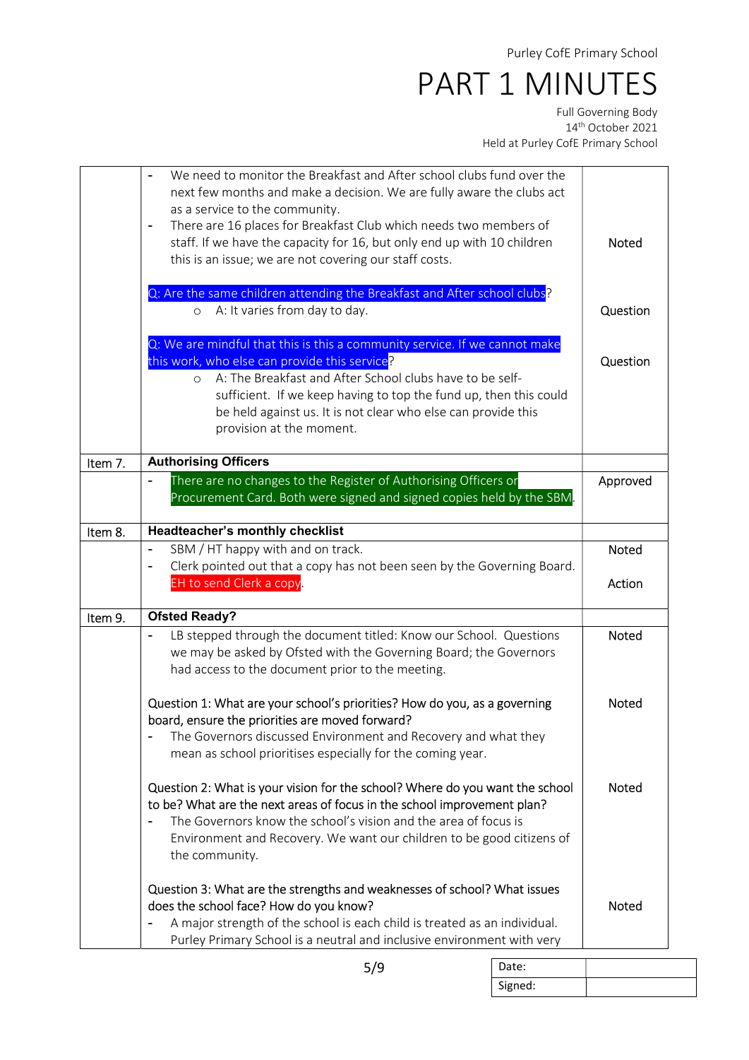Purley CofE Primary School

# PART 1 MINUTES

Full Governing Body
14th October 2021
Held at Purley CofE Primary School

| | | |
|---|---|---|
| | - We need to monitor the Breakfast and After school clubs fund over the next few months and make a decision. We are fully aware the clubs act as a service to the community.<br>- There are 16 places for Breakfast Club which needs two members of staff. If we have the capacity for 16, but only end up with 10 children this is an issue; we are not covering our staff costs. | Noted |
| | Q: Are the same children attending the Breakfast and After school clubs?<br>  ○ A: It varies from day to day. | Question |
| | Q: We are mindful that this is this a community service. If we cannot make this work, who else can provide this service?<br>  ○ A: The Breakfast and After School clubs have to be self-sufficient. If we keep having to top the fund up, then this could be held against us. It is not clear who else can provide this provision at the moment. | Question |
| Item 7. | **Authorising Officers** | |
| | - There are no changes to the Register of Authorising Officers or Procurement Card. Both were signed and signed copies held by the SBM. | Approved |
| Item 8. | **Headteacher's monthly checklist** | |
| | - SBM / HT happy with and on track.<br>- Clerk pointed out that a copy has not been seen by the Governing Board. EH to send Clerk a copy. | Noted<br><br>Action |
| Item 9. | **Ofsted Ready?** | |
| | - LB stepped through the document titled: Know our School. Questions we may be asked by Ofsted with the Governing Board; the Governors had access to the document prior to the meeting. | Noted |
| | Question 1: What are your school's priorities? How do you, as a governing board, ensure the priorities are moved forward?<br>- The Governors discussed Environment and Recovery and what they mean as school prioritises especially for the coming year. | Noted |
| | Question 2: What is your vision for the school? Where do you want the school to be? What are the next areas of focus in the school improvement plan?<br>- The Governors know the school's vision and the area of focus is Environment and Recovery. We want our children to be good citizens of the community. | Noted |
| | Question 3: What are the strengths and weaknesses of school? What issues does the school face? How do you know?<br>- A major strength of the school is each child is treated as an individual. Purley Primary School is a neutral and inclusive environment with very | Noted |

| | |
|---|---|
| Date: | |
| Signed: | |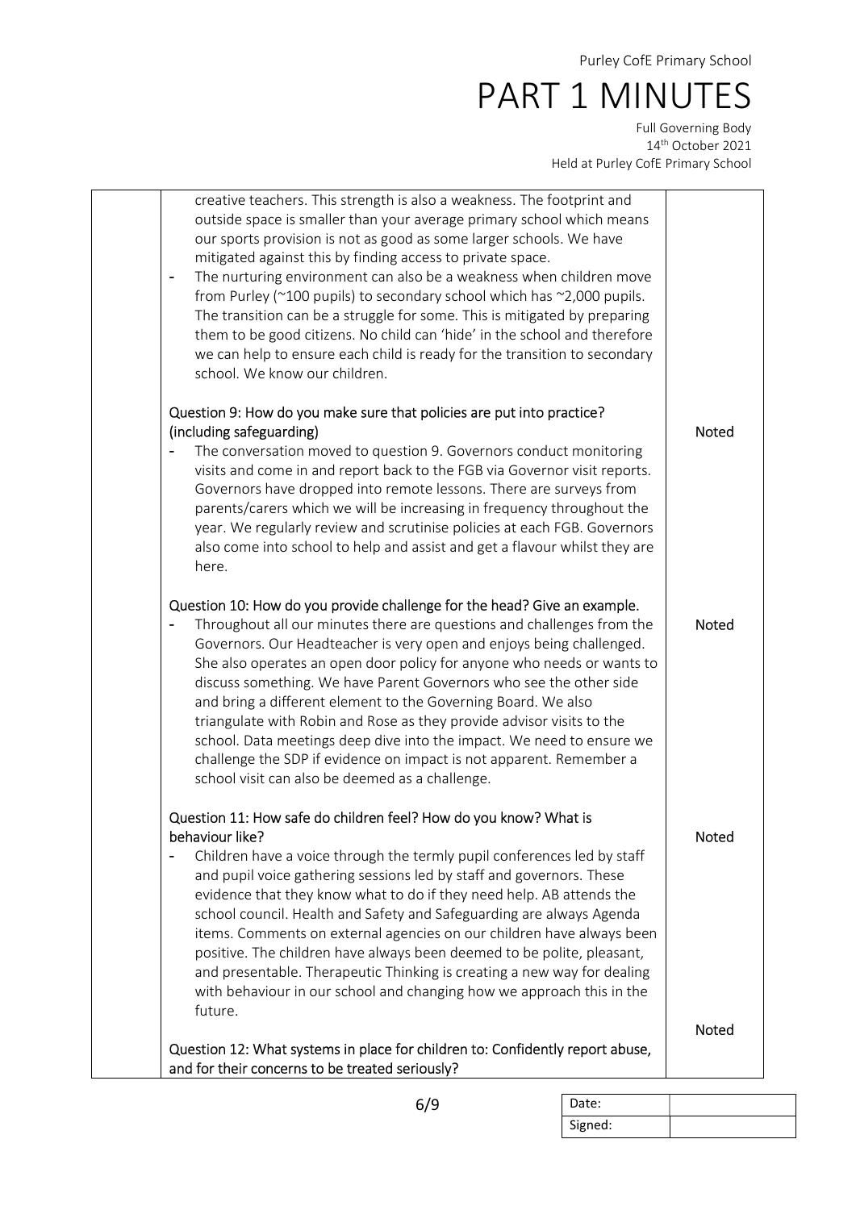| | | |
|---|---|---|
| | creative teachers. This strength is also a weakness. The footprint and outside space is smaller than your average primary school which means our sports provision is not as good as some larger schools. We have mitigated against this by finding access to private space.<br>- The nurturing environment can also be a weakness when children move from Purley (~100 pupils) to secondary school which has ~2,000 pupils. The transition can be a struggle for some. This is mitigated by preparing them to be good citizens. No child can 'hide' in the school and therefore we can help to ensure each child is ready for the transition to secondary school. We know our children. | |
| | Question 9: How do you make sure that policies are put into practice? (including safeguarding)<br>- The conversation moved to question 9. Governors conduct monitoring visits and come in and report back to the FGB via Governor visit reports. Governors have dropped into remote lessons. There are surveys from parents/carers which we will be increasing in frequency throughout the year. We regularly review and scrutinise policies at each FGB. Governors also come into school to help and assist and get a flavour whilst they are here. | Noted |
| | Question 10: How do you provide challenge for the head? Give an example.<br>- Throughout all our minutes there are questions and challenges from the Governors. Our Headteacher is very open and enjoys being challenged. She also operates an open door policy for anyone who needs or wants to discuss something. We have Parent Governors who see the other side and bring a different element to the Governing Board. We also triangulate with Robin and Rose as they provide advisor visits to the school. Data meetings deep dive into the impact. We need to ensure we challenge the SDP if evidence on impact is not apparent. Remember a school visit can also be deemed as a challenge. | Noted |
| | Question 11: How safe do children feel? How do you know? What is behaviour like?<br>- Children have a voice through the termly pupil conferences led by staff and pupil voice gathering sessions led by staff and governors. These evidence that they know what to do if they need help. AB attends the school council. Health and Safety and Safeguarding are always Agenda items. Comments on external agencies on our children have always been positive. The children have always been deemed to be polite, pleasant, and presentable. Therapeutic Thinking is creating a new way for dealing with behaviour in our school and changing how we approach this in the future. | Noted |
| | Question 12: What systems in place for children to: Confidently report abuse, and for their concerns to be treated seriously? | Noted |

| | |
|---|---|
| Date: | |
| Signed: | |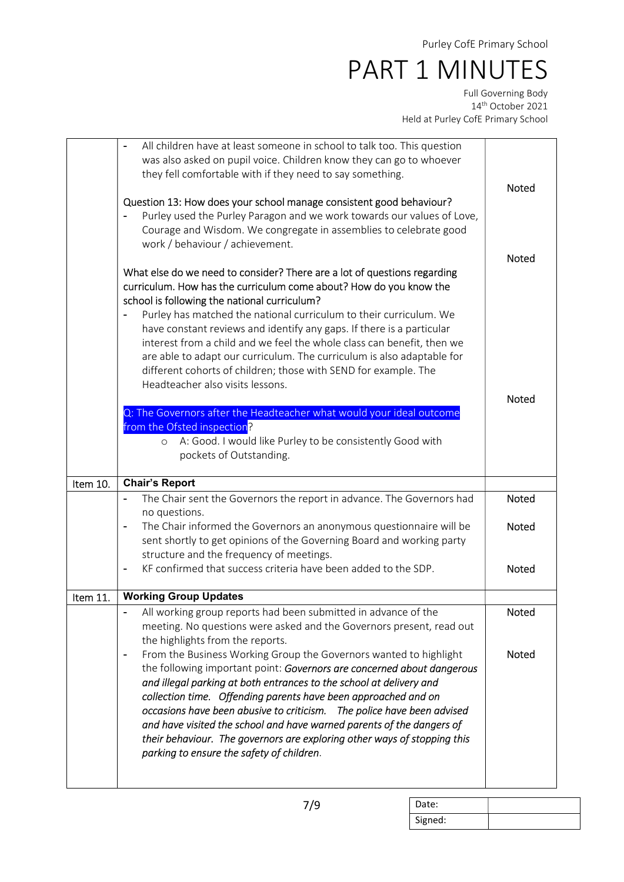| | | |
|---|---|---|
| | - All children have at least someone in school to talk too. This question was also asked on pupil voice. Children know they can go to whoever they fell comfortable with if they need to say something. | Noted |
| | Question 13: How does your school manage consistent good behaviour?<br>- Purley used the Purley Paragon and we work towards our values of Love, Courage and Wisdom. We congregate in assemblies to celebrate good work / behaviour / achievement. | Noted |
| | What else do we need to consider? There are a lot of questions regarding curriculum. How has the curriculum come about? How do you know the school is following the national curriculum?<br>- Purley has matched the national curriculum to their curriculum. We have constant reviews and identify any gaps. If there is a particular interest from a child and we feel the whole class can benefit, then we are able to adapt our curriculum. The curriculum is also adaptable for different cohorts of children; those with SEND for example. The Headteacher also visits lessons. | Noted |
| | Q: The Governors after the Headteacher what would your ideal outcome from the Ofsted inspection?<br>o A: Good. I would like Purley to be consistently Good with pockets of Outstanding. | |
| Item 10. | **Chair's Report** | |
| | - The Chair sent the Governors the report in advance. The Governors had no questions. | Noted |
| | - The Chair informed the Governors an anonymous questionnaire will be sent shortly to get opinions of the Governing Board and working party structure and the frequency of meetings. | Noted |
| | - KF confirmed that success criteria have been added to the SDP. | Noted |
| Item 11. | **Working Group Updates** | |
| | - All working group reports had been submitted in advance of the meeting. No questions were asked and the Governors present, read out the highlights from the reports. | Noted |
| | - From the Business Working Group the Governors wanted to highlight the following important point: ***Governors are concerned about dangerous and illegal parking at both entrances to the school at delivery and collection time. Offending parents have been approached and on occasions have been abusive to criticism. The police have been advised and have visited the school and have warned parents of the dangers of their behaviour. The governors are exploring other ways of stopping this parking to ensure the safety of children***. | Noted |

| Date: | |
|---|---|
| Signed: | |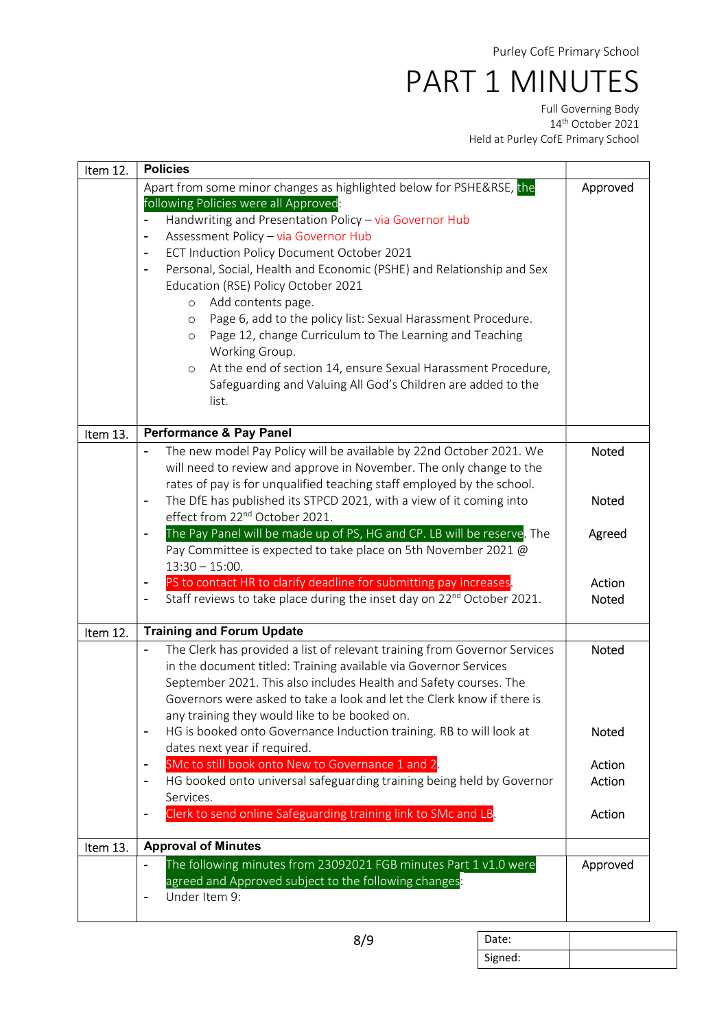| Item 12. | **Policies** | |
|---|---|---|
| | Apart from some minor changes as highlighted below for PSHE&RSE, the following Policies were all Approved:<br>- Handwriting and Presentation Policy – via Governor Hub<br>- Assessment Policy – via Governor Hub<br>- ECT Induction Policy Document October 2021<br>- Personal, Social, Health and Economic (PSHE) and Relationship and Sex Education (RSE) Policy October 2021<br>  - Add contents page.<br>  - Page 6, add to the policy list: Sexual Harassment Procedure.<br>  - Page 12, change Curriculum to The Learning and Teaching Working Group.<br>  - At the end of section 14, ensure Sexual Harassment Procedure, Safeguarding and Valuing All God's Children are added to the list. | Approved |
| Item 13. | **Performance & Pay Panel** | |
| | - The new model Pay Policy will be available by 22nd October 2021. We will need to review and approve in November. The only change to the rates of pay is for unqualified teaching staff employed by the school. | Noted |
| | - The DfE has published its STPCD 2021, with a view of it coming into effect from 22nd October 2021. | Noted |
| | - The Pay Panel will be made up of PS, HG and CP. LB will be reserve. The Pay Committee is expected to take place on 5th November 2021 @ 13:30 – 15:00. | Agreed |
| | - PS to contact HR to clarify deadline for submitting pay increases. | Action |
| | - Staff reviews to take place during the inset day on 22nd October 2021. | Noted |
| Item 12. | **Training and Forum Update** | |
| | - The Clerk has provided a list of relevant training from Governor Services in the document titled: Training available via Governor Services September 2021. This also includes Health and Safety courses. The Governors were asked to take a look and let the Clerk know if there is any training they would like to be booked on. | Noted |
| | - HG is booked onto Governance Induction training. RB to will look at dates next year if required. | Noted |
| | - SMc to still book onto New to Governance 1 and 2. | Action |
| | - HG booked onto universal safeguarding training being held by Governor Services. | Action |
| | - Clerk to send online Safeguarding training link to SMc and LB. | Action |
| Item 13. | **Approval of Minutes** | |
| | - The following minutes from 23092021 FGB minutes Part 1 v1.0 were agreed and Approved subject to the following changes:<br>- Under Item 9: | Approved |

| Date: | |
|---|---|
| Signed: | |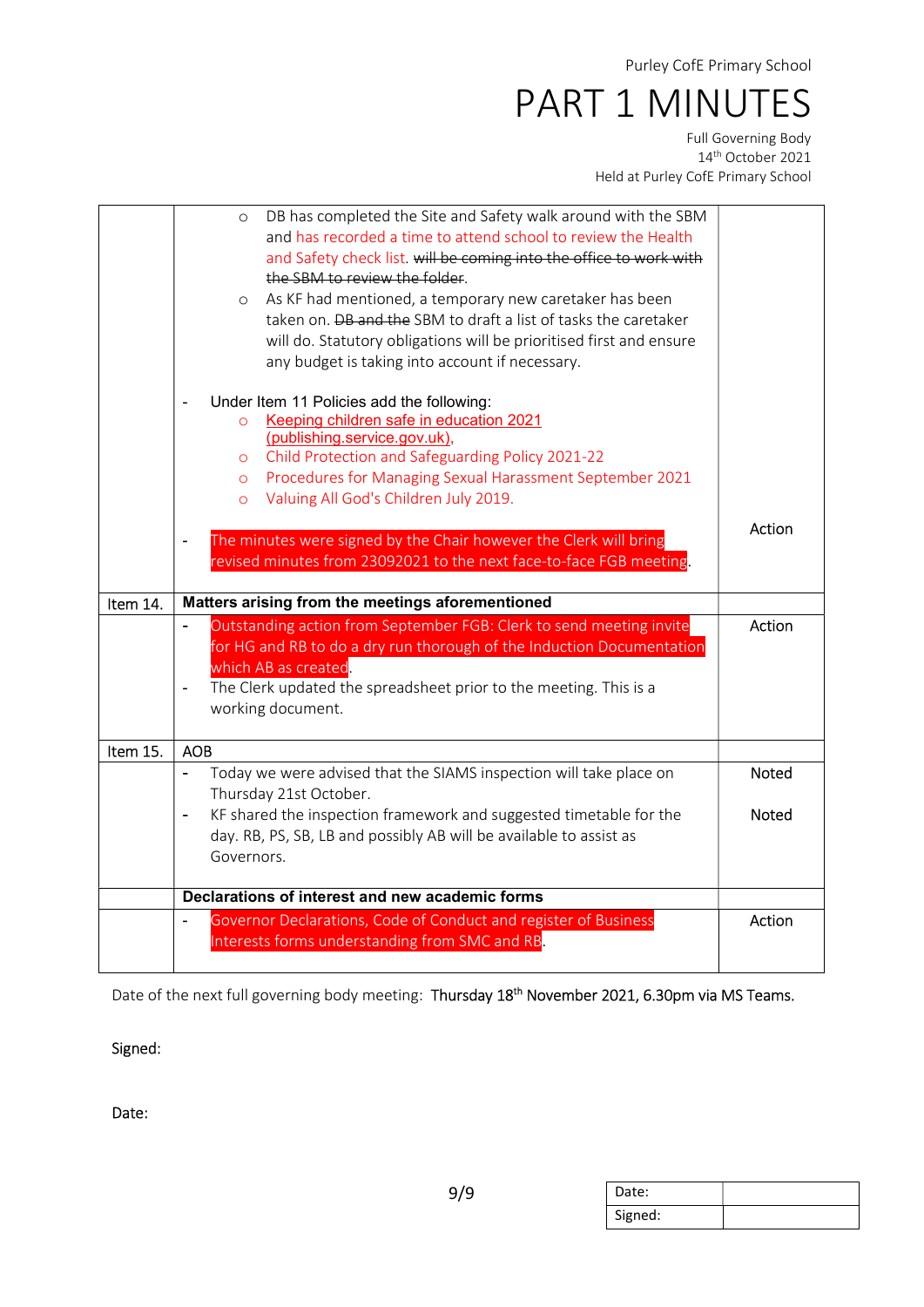Purley CofE Primary School

# PART 1 MINUTES

Full Governing Body
14th October 2021
Held at Purley CofE Primary School

| | | |
|---|---|---|
| | ○ DB has completed the Site and Safety walk around with the SBM and has recorded a time to attend school to review the Health and Safety check list. ~~will be coming into the office to work with the SBM to review the folder~~.<br>○ As KF had mentioned, a temporary new caretaker has been taken on. ~~DB and the~~ SBM to draft a list of tasks the caretaker will do. Statutory obligations will be prioritised first and ensure any budget is taking into account if necessary.<br><br>- Under Item 11 Policies add the following:<br>○ Keeping children safe in education 2021 (publishing.service.gov.uk),<br>○ Child Protection and Safeguarding Policy 2021-22<br>○ Procedures for Managing Sexual Harassment September 2021<br>○ Valuing All God's Children July 2019.<br><br>- The minutes were signed by the Chair however the Clerk will bring revised minutes from 23092021 to the next face-to-face FGB meeting. | Action |
| Item 14. | **Matters arising from the meetings aforementioned** | |
| | - Outstanding action from September FGB: Clerk to send meeting invite for HG and RB to do a dry run thorough of the Induction Documentation which AB as created.<br>- The Clerk updated the spreadsheet prior to the meeting. This is a working document. | Action |
| Item 15. | AOB | |
| | - Today we were advised that the SIAMS inspection will take place on Thursday 21st October.<br>- KF shared the inspection framework and suggested timetable for the day. RB, PS, SB, LB and possibly AB will be available to assist as Governors. | Noted<br><br>Noted |
| | **Declarations of interest and new academic forms** | |
| | - Governor Declarations, Code of Conduct and register of Business Interests forms understanding from SMC and RB. | Action |

Date of the next full governing body meeting: Thursday 18th November 2021, 6.30pm via MS Teams.

Signed:

Date:

| | |
|---|---|
| Date: | |
| Signed: | |